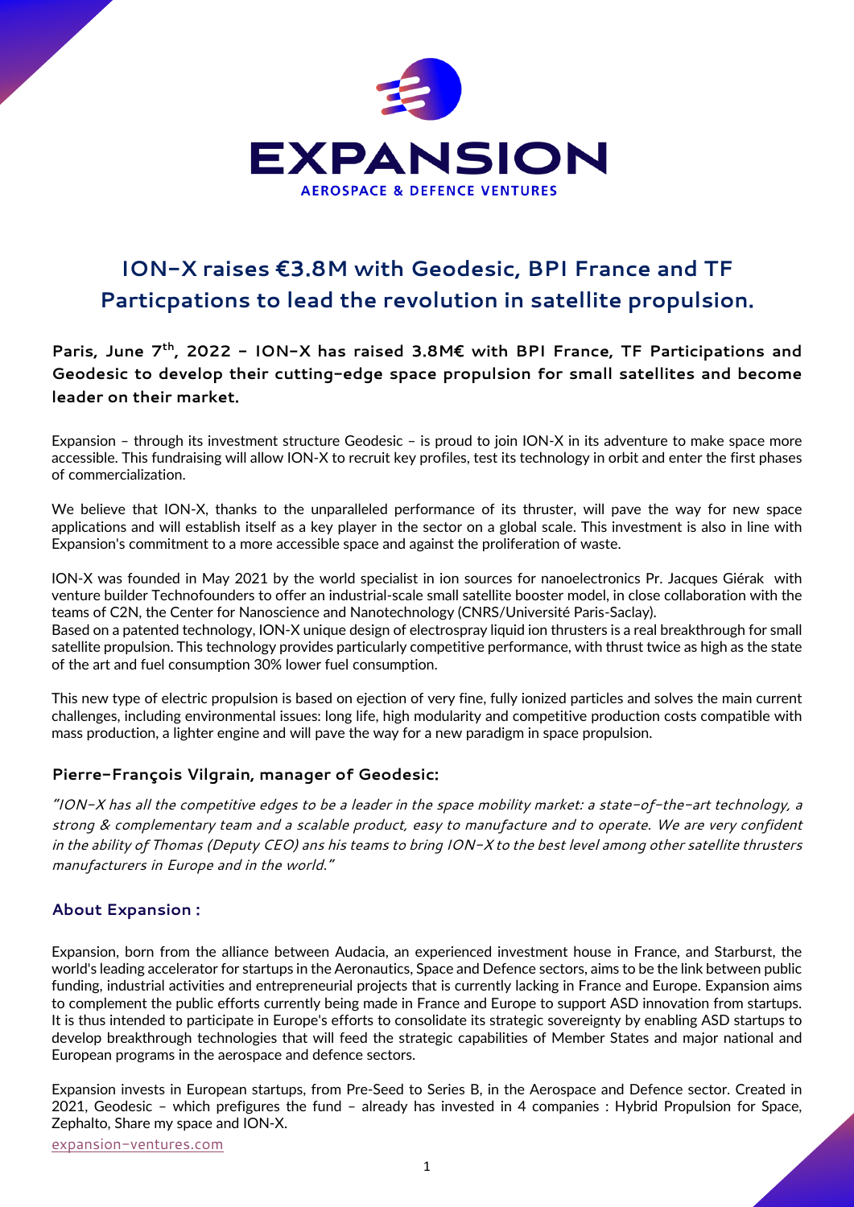EXPANSION

AEROSPACE & DEFENCE VENTURES

# ION-X raises €3.8M with Geodesic, BPI France and TF Particpations to lead the revolution in satellite propulsion.

**Paris, June 7th, 2022 – ION-X has raised 3.8M€ with BPI France, TF Participations and Geodesic to develop their cutting-edge space propulsion for small satellites and become leader on their market.**

Expansion – through its investment structure Geodesic – is proud to join ION-X in its adventure to make space more accessible. This fundraising will allow ION-X to recruit key profiles, test its technology in orbit and enter the first phases of commercialization.

We believe that ION-X, thanks to the unparalleled performance of its thruster, will pave the way for new space applications and will establish itself as a key player in the sector on a global scale. This investment is also in line with Expansion's commitment to a more accessible space and against the proliferation of waste.

ION-X was founded in May 2021 by the world specialist in ion sources for nanoelectronics Pr. Jacques Giérak with venture builder Technofounders to offer an industrial-scale small satellite booster model, in close collaboration with the teams of C2N, the Center for Nanoscience and Nanotechnology (CNRS/Université Paris-Saclay).
Based on a patented technology, ION-X unique design of electrospray liquid ion thrusters is a real breakthrough for small satellite propulsion. This technology provides particularly competitive performance, with thrust twice as high as the state of the art and fuel consumption 30% lower fuel consumption.

This new type of electric propulsion is based on ejection of very fine, fully ionized particles and solves the main current challenges, including environmental issues: long life, high modularity and competitive production costs compatible with mass production, a lighter engine and will pave the way for a new paradigm in space propulsion.

### Pierre-François Vilgrain, manager of Geodesic:

*"ION-X has all the competitive edges to be a leader in the space mobility market: a state-of-the-art technology, a strong & complementary team and a scalable product, easy to manufacture and to operate. We are very confident in the ability of Thomas (Deputy CEO) ans his teams to bring ION-X to the best level among other satellite thrusters manufacturers in Europe and in the world."*

### About Expansion :

Expansion, born from the alliance between Audacia, an experienced investment house in France, and Starburst, the world's leading accelerator for startups in the Aeronautics, Space and Defence sectors, aims to be the link between public funding, industrial activities and entrepreneurial projects that is currently lacking in France and Europe. Expansion aims to complement the public efforts currently being made in France and Europe to support ASD innovation from startups. It is thus intended to participate in Europe's efforts to consolidate its strategic sovereignty by enabling ASD startups to develop breakthrough technologies that will feed the strategic capabilities of Member States and major national and European programs in the aerospace and defence sectors.

Expansion invests in European startups, from Pre-Seed to Series B, in the Aerospace and Defence sector. Created in 2021, Geodesic – which prefigures the fund – already has invested in 4 companies : Hybrid Propulsion for Space, Zephalto, Share my space and ION-X.

expansion-ventures.com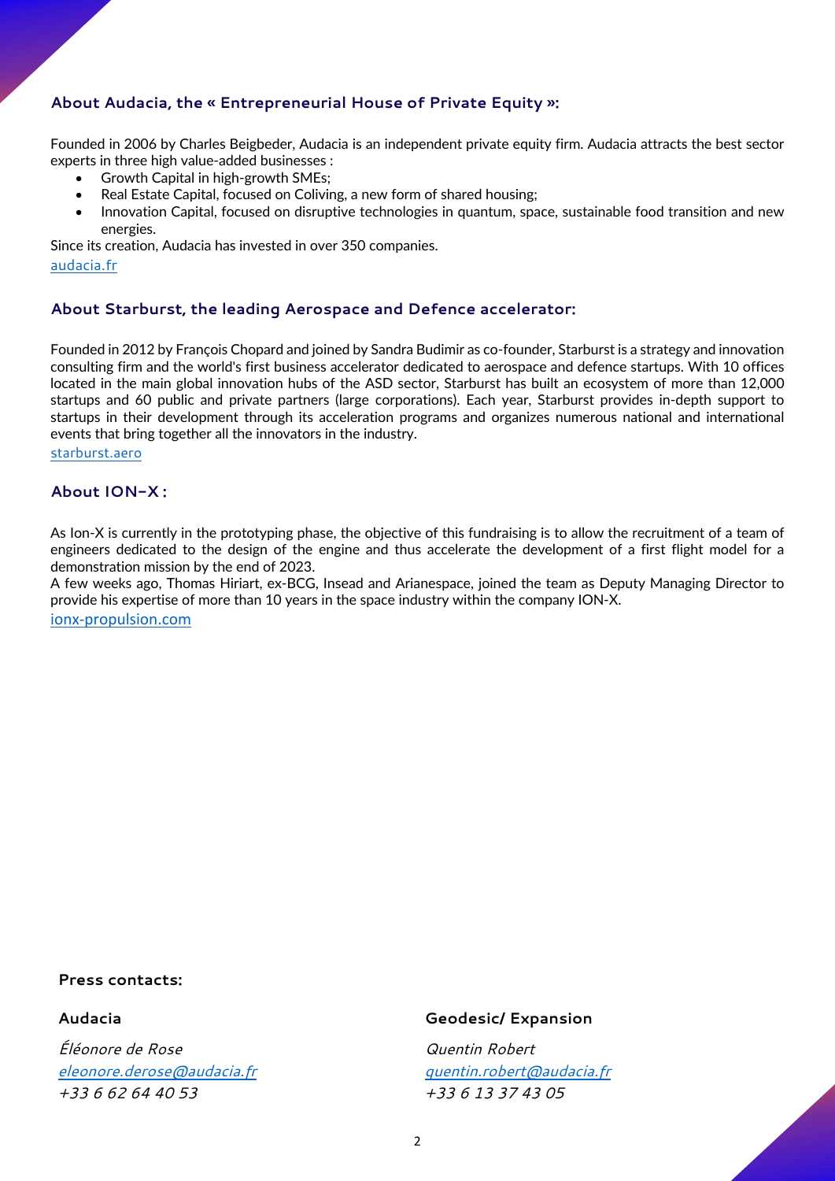### About Audacia, the « Entrepreneurial House of Private Equity »:

Founded in 2006 by Charles Beigbeder, Audacia is an independent private equity firm. Audacia attracts the best sector experts in three high value-added businesses :

- Growth Capital in high-growth SMEs;
- Real Estate Capital, focused on Coliving, a new form of shared housing;
- Innovation Capital, focused on disruptive technologies in quantum, space, sustainable food transition and new energies.

Since its creation, Audacia has invested in over 350 companies.

audacia.fr

### About Starburst, the leading Aerospace and Defence accelerator:

Founded in 2012 by François Chopard and joined by Sandra Budimir as co-founder, Starburst is a strategy and innovation consulting firm and the world's first business accelerator dedicated to aerospace and defence startups. With 10 offices located in the main global innovation hubs of the ASD sector, Starburst has built an ecosystem of more than 12,000 startups and 60 public and private partners (large corporations). Each year, Starburst provides in-depth support to startups in their development through its acceleration programs and organizes numerous national and international events that bring together all the innovators in the industry.

starburst.aero

### About ION-X :

As Ion-X is currently in the prototyping phase, the objective of this fundraising is to allow the recruitment of a team of engineers dedicated to the design of the engine and thus accelerate the development of a first flight model for a demonstration mission by the end of 2023.

A few weeks ago, Thomas Hiriart, ex-BCG, Insead and Arianespace, joined the team as Deputy Managing Director to provide his expertise of more than 10 years in the space industry within the company ION-X.

ionx-propulsion.com

**Press contacts:**

**Audacia**

*Éléonore de Rose*
*eleonore.derose@audacia.fr*
*+33 6 62 64 40 53*

**Geodesic/ Expansion**

*Quentin Robert*
*quentin.robert@audacia.fr*
*+33 6 13 37 43 05*